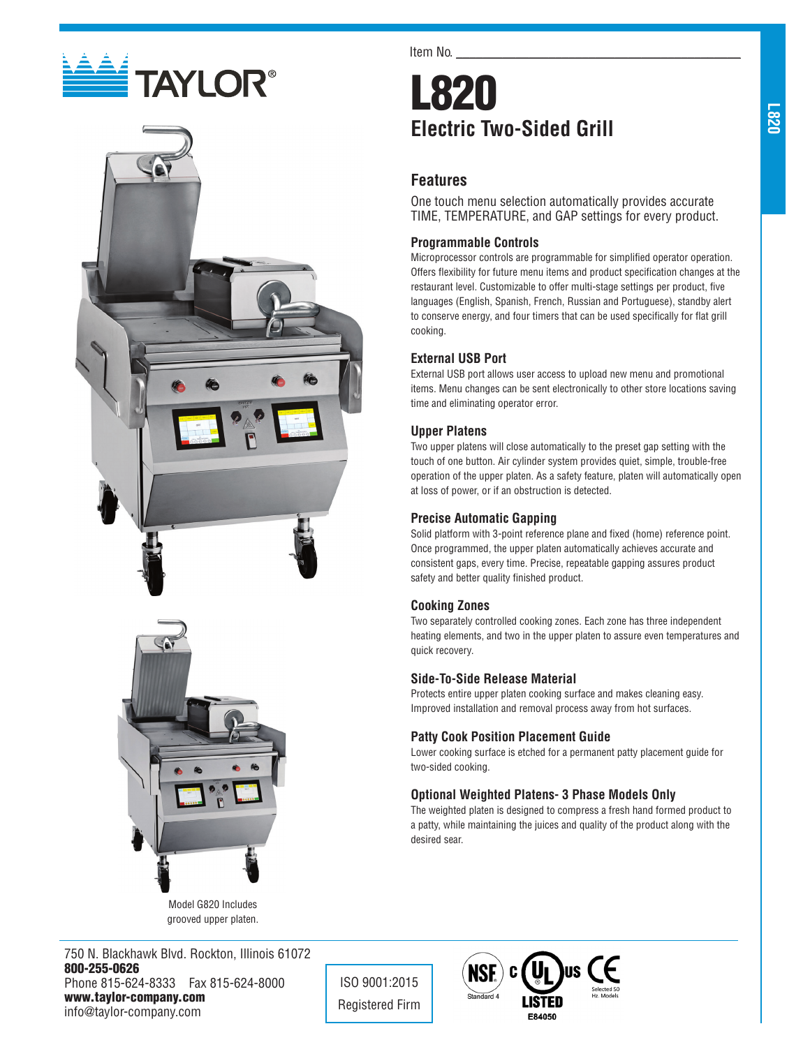Item No. ______________________________

# L820

## Electric Two-Sided Grill

### Features

One touch menu selection automatically provides accurate TIME, TEMPERATURE, and GAP settings for every product.

**Programmable Controls**

Microprocessor controls are programmable for simplified operator operation. Offers flexibility for future menu items and product specification changes at the restaurant level. Customizable to offer multi-stage settings per product, five languages (English, Spanish, French, Russian and Portuguese), standby alert to conserve energy, and four timers that can be used specifically for flat grill cooking.

**External USB Port**

External USB port allows user access to upload new menu and promotional items. Menu changes can be sent electronically to other store locations saving time and eliminating operator error.

**Upper Platens**

Two upper platens will close automatically to the preset gap setting with the touch of one button. Air cylinder system provides quiet, simple, trouble-free operation of the upper platen. As a safety feature, platen will automatically open at loss of power, or if an obstruction is detected.

**Precise Automatic Gapping**

Solid platform with 3-point reference plane and fixed (home) reference point. Once programmed, the upper platen automatically achieves accurate and consistent gaps, every time. Precise, repeatable gapping assures product safety and better quality finished product.

**Cooking Zones**

Two separately controlled cooking zones. Each zone has three independent heating elements, and two in the upper platen to assure even temperatures and quick recovery.

**Side-To-Side Release Material**

Protects entire upper platen cooking surface and makes cleaning easy. Improved installation and removal process away from hot surfaces.

**Patty Cook Position Placement Guide**

Lower cooking surface is etched for a permanent patty placement guide for two-sided cooking.

**Optional Weighted Platens- 3 Phase Models Only**

The weighted platen is designed to compress a fresh hand formed product to a patty, while maintaining the juices and quality of the product along with the desired sear.

Model G820 Includes grooved upper platen.

750 N. Blackhawk Blvd. Rockton, Illinois 61072
**800-255-0626**
Phone 815-624-8333 Fax 815-624-8000
**www.taylor-company.com**
info@taylor-company.com

ISO 9001:2015 Registered Firm

NSF Standard 4 · cULus LISTED E84050 · CE Selected 50 Hz. Models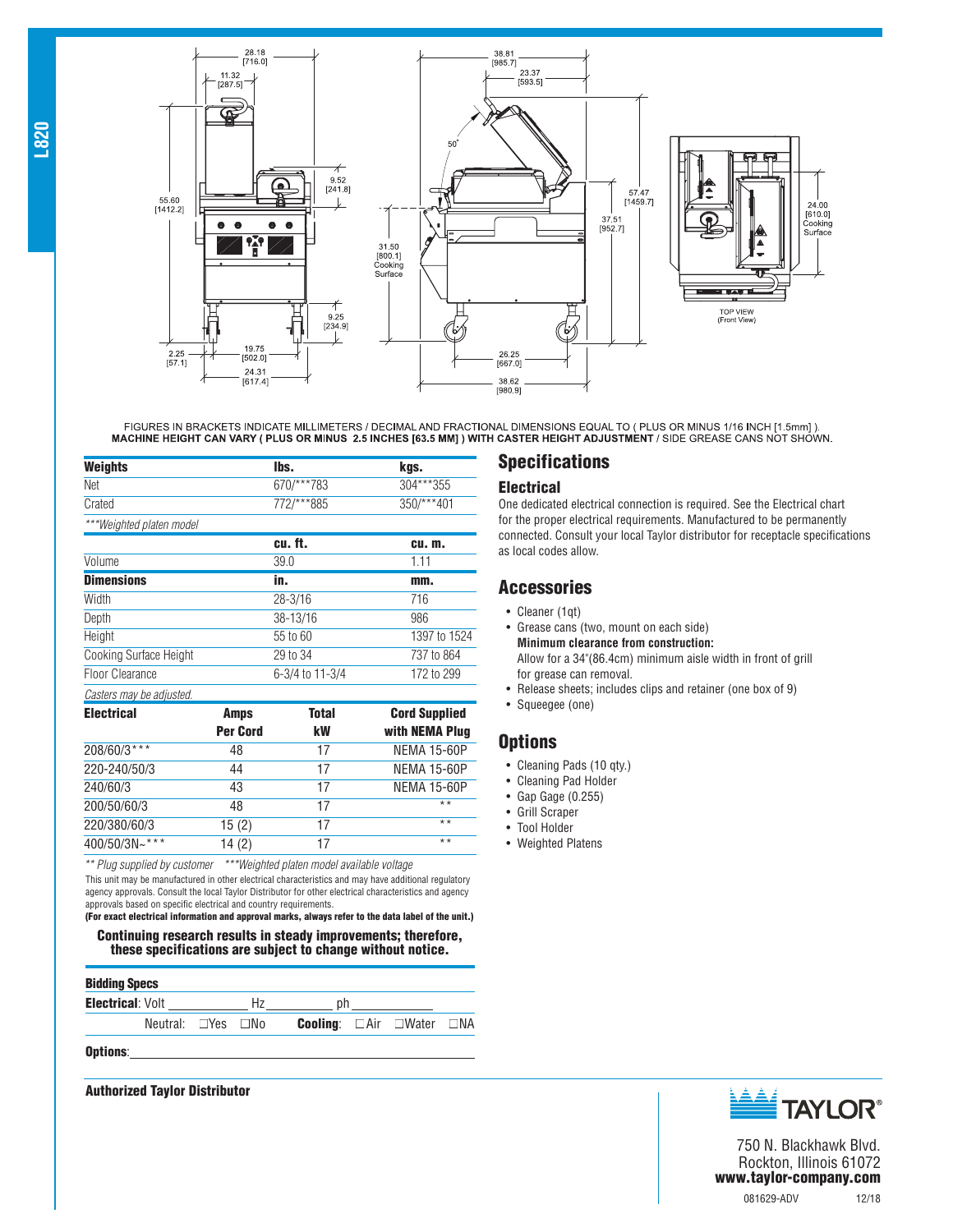L820

28.18 [716.0]
11.32 [287.5]
9.52 [241.8]
55.60 [1412.2]
9.25 [234.9]
2.25 [57.1]
19.75 [502.0]
24.31 [617.4]
38.81 [985.7]
23.37 [593.5]
50°
57.47 [1459.7]
37.51 [952.7]
31.50 [800.1] Cooking Surface
26.25 [667.0]
38.62 [980.9]
24.00 [610.0] Cooking Surface
TOP VIEW (Front View)

FIGURES IN BRACKETS INDICATE MILLIMETERS / DECIMAL AND FRACTIONAL DIMENSIONS EQUAL TO ( PLUS OR MINUS 1/16 INCH [1.5mm] ).
**MACHINE HEIGHT CAN VARY ( PLUS OR MINUS 2.5 INCHES [63.5 MM] ) WITH CASTER HEIGHT ADJUSTMENT / SIDE GREASE CANS NOT SHOWN.**

| **Weights** | **lbs.** | **kgs.** |
|---|---|---|
| Net | 670/***783 | 304***355 |
| Crated | 772/***885 | 350/***401 |
| *\*\*\*Weighted platen model* | | |
| | **cu. ft.** | **cu. m.** |
| Volume | 39.0 | 1.11 |
| **Dimensions** | **in.** | **mm.** |
| Width | 28-3/16 | 716 |
| Depth | 38-13/16 | 986 |
| Height | 55 to 60 | 1397 to 1524 |
| Cooking Surface Height | 29 to 34 | 737 to 864 |
| Floor Clearance | 6-3/4 to 11-3/4 | 172 to 299 |
| *Casters may be adjusted.* | | |

| **Electrical** | **Amps Per Cord** | **Total kW** | **Cord Supplied with NEMA Plug** |
|---|---|---|---|
| 208/60/3*** | 48 | 17 | NEMA 15-60P |
| 220-240/50/3 | 44 | 17 | NEMA 15-60P |
| 240/60/3 | 43 | 17 | NEMA 15-60P |
| 200/50/60/3 | 48 | 17 | ** |
| 220/380/60/3 | 15 (2) | 17 | ** |
| 400/50/3N~*** | 14 (2) | 17 | ** |

*\*\* Plug supplied by customer \*\*\*Weighted platen model available voltage*

This unit may be manufactured in other electrical characteristics and may have additional regulatory agency approvals. Consult the local Taylor Distributor for other electrical characteristics and agency approvals based on specific electrical and country requirements.
**(For exact electrical information and approval marks, always refer to the data label of the unit.)**

**Continuing research results in steady improvements; therefore, these specifications are subject to change without notice.**

## Specifications

### Electrical

One dedicated electrical connection is required. See the Electrical chart for the proper electrical requirements. Manufactured to be permanently connected. Consult your local Taylor distributor for receptacle specifications as local codes allow.

## Accessories

- Cleaner (1qt)
- Grease cans (two, mount on each side)
  **Minimum clearance from construction:**
  Allow for a 34"(86.4cm) minimum aisle width in front of grill for grease can removal.
- Release sheets; includes clips and retainer (one box of 9)
- Squeegee (one)

## Options

- Cleaning Pads (10 qty.)
- Cleaning Pad Holder
- Gap Gage (0.255)
- Grill Scraper
- Tool Holder
- Weighted Platens

**Bidding Specs**

**Electrical**: Volt __________ Hz __________ ph __________

Neutral: ☐Yes ☐No **Cooling**: ☐Air ☐Water ☐NA

**Options**: ______________________________

**Authorized Taylor Distributor**

TAYLOR®
750 N. Blackhawk Blvd.
Rockton, Illinois 61072
**www.taylor-company.com**

081629-ADV 12/18